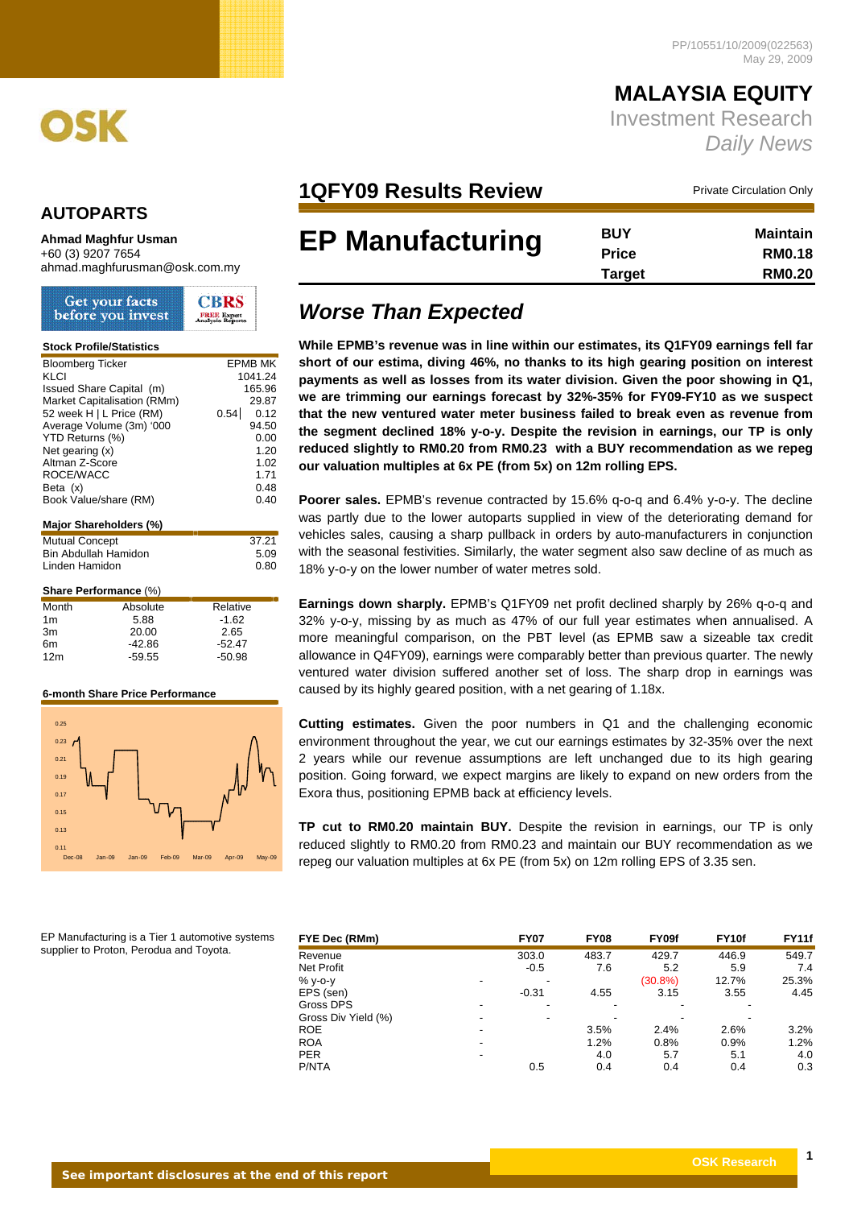PP/10551/10/2009(022563)
May 29, 2009

**OSK**

# MALAYSIA EQUITY

Investment Research

*Daily News*

## 1QFY09 Results Review

Private Circulation Only

# EP Manufacturing

| | |
|---|---|
| **BUY** | **Maintain** |
| **Price** | **RM0.18** |
| **Target** | **RM0.20** |

## AUTOPARTS

**Ahmad Maghfur Usman**
+60 (3) 9207 7654
ahmad.maghfurusman@osk.com.my

Get your facts before you invest — CBRS FREE Expert Analysis Reports

**Stock Profile/Statistics**

| | |
|---|---|
| Bloomberg Ticker | EPMB MK |
| KLCI | 1041.24 |
| Issued Share Capital (m) | 165.96 |
| Market Capitalisation (RMm) | 29.87 |
| 52 week H \| L Price (RM) | 0.54 \| 0.12 |
| Average Volume (3m) '000 | 94.50 |
| YTD Returns (%) | 0.00 |
| Net gearing (x) | 1.20 |
| Altman Z-Score | 1.02 |
| ROCE/WACC | 1.71 |
| Beta (x) | 0.48 |
| Book Value/share (RM) | 0.40 |

**Major Shareholders (%)**

| | |
|---|---|
| Mutual Concept | 37.21 |
| Bin Abdullah Hamidon | 5.09 |
| Linden Hamidon | 0.80 |

**Share Performance** (%)

| Month | Absolute | Relative |
|---|---|---|
| 1m | 5.88 | -1.62 |
| 3m | 20.00 | 2.65 |
| 6m | -42.86 | -52.47 |
| 12m | -59.55 | -50.98 |

**6-month Share Price Performance**

0.25
0.23
0.21
0.19
0.17
0.15
0.13
0.11
Dec-08 Jan-09 Jan-09 Feb-09 Mar-09 Apr-09 May-09

EP Manufacturing is a Tier 1 automotive systems supplier to Proton, Perodua and Toyota.

## *Worse Than Expected*

**While EPMB's revenue was in line within our estimates, its Q1FY09 earnings fell far short of our estima, diving 46%, no thanks to its high gearing position on interest payments as well as losses from its water division. Given the poor showing in Q1, we are trimming our earnings forecast by 32%-35% for FY09-FY10 as we suspect that the new ventured water meter business failed to break even as revenue from the segment declined 18% y-o-y. Despite the revision in earnings, our TP is only reduced slightly to RM0.20 from RM0.23 with a BUY recommendation as we repeg our valuation multiples at 6x PE (from 5x) on 12m rolling EPS.**

**Poorer sales.** EPMB's revenue contracted by 15.6% q-o-q and 6.4% y-o-y. The decline was partly due to the lower autoparts supplied in view of the deteriorating demand for vehicles sales, causing a sharp pullback in orders by auto-manufacturers in conjunction with the seasonal festivities. Similarly, the water segment also saw decline of as much as 18% y-o-y on the lower number of water metres sold.

**Earnings down sharply.** EPMB's Q1FY09 net profit declined sharply by 26% q-o-q and 32% y-o-y, missing by as much as 47% of our full year estimates when annualised. A more meaningful comparison, on the PBT level (as EPMB saw a sizeable tax credit allowance in Q4FY09), earnings were comparably better than previous quarter. The newly ventured water division suffered another set of loss. The sharp drop in earnings was caused by its highly geared position, with a net gearing of 1.18x.

**Cutting estimates.** Given the poor numbers in Q1 and the challenging economic environment throughout the year, we cut our earnings estimates by 32-35% over the next 2 years while our revenue assumptions are left unchanged due to its high gearing position. Going forward, we expect margins are likely to expand on new orders from the Exora thus, positioning EPMB back at efficiency levels.

**TP cut to RM0.20 maintain BUY.** Despite the revision in earnings, our TP is only reduced slightly to RM0.20 from RM0.23 and maintain our BUY recommendation as we repeg our valuation multiples at 6x PE (from 5x) on 12m rolling EPS of 3.35 sen.

| FYE Dec (RMm) | | FY07 | FY08 | FY09f | FY10f | FY11f |
|---|---|---|---|---|---|---|
| Revenue | | 303.0 | 483.7 | 429.7 | 446.9 | 549.7 |
| Net Profit | | -0.5 | 7.6 | 5.2 | 5.9 | 7.4 |
| % y-o-y | - | - | | (30.8%) | 12.7% | 25.3% |
| EPS (sen) | | -0.31 | 4.55 | 3.15 | 3.55 | 4.45 |
| Gross DPS | - | - | - | - | - | |
| Gross Div Yield (%) | - | - | - | - | - | |
| ROE | - | | 3.5% | 2.4% | 2.6% | 3.2% |
| ROA | - | | 1.2% | 0.8% | 0.9% | 1.2% |
| PER | - | | 4.0 | 5.7 | 5.1 | 4.0 |
| P/NTA | | 0.5 | 0.4 | 0.4 | 0.4 | 0.3 |

**See important disclosures at the end of this report**

OSK Research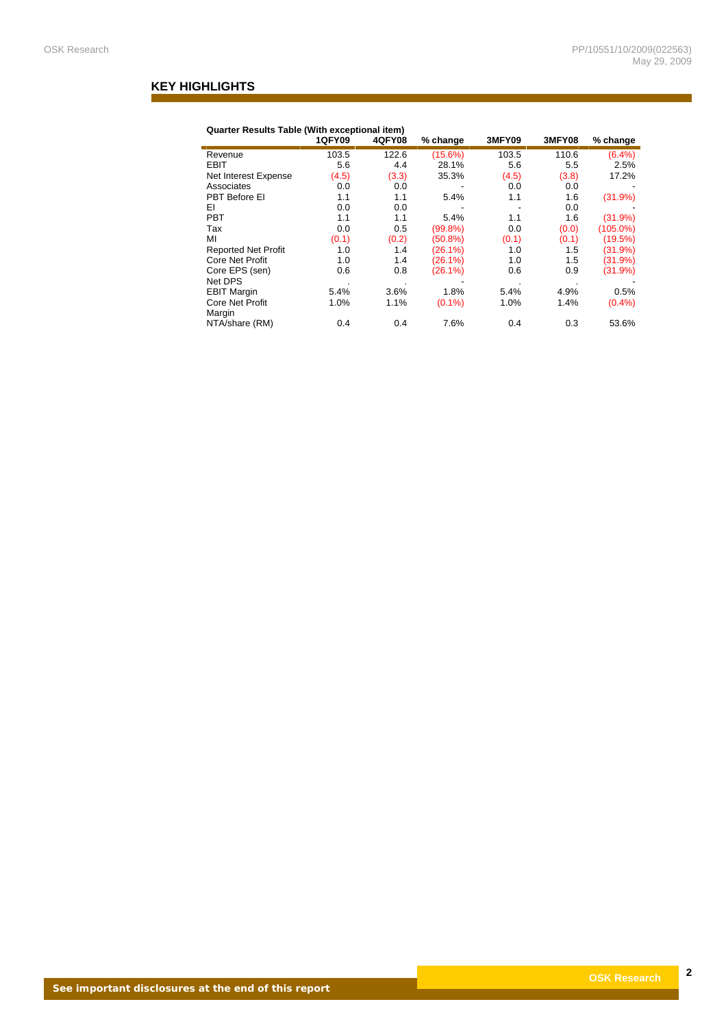## KEY HIGHLIGHTS

**Quarter Results Table (With exceptional item)**

| | 1QFY09 | 4QFY08 | % change | 3MFY09 | 3MFY08 | % change |
|---|---|---|---|---|---|---|
| Revenue | 103.5 | 122.6 | (15.6%) | 103.5 | 110.6 | (6.4%) |
| EBIT | 5.6 | 4.4 | 28.1% | 5.6 | 5.5 | 2.5% |
| Net Interest Expense | (4.5) | (3.3) | 35.3% | (4.5) | (3.8) | 17.2% |
| Associates | 0.0 | 0.0 | - | 0.0 | 0.0 | - |
| PBT Before EI | 1.1 | 1.1 | 5.4% | 1.1 | 1.6 | (31.9%) |
| EI | 0.0 | 0.0 | - | - | 0.0 | - |
| PBT | 1.1 | 1.1 | 5.4% | 1.1 | 1.6 | (31.9%) |
| Tax | 0.0 | 0.5 | (99.8%) | 0.0 | (0.0) | (105.0%) |
| MI | (0.1) | (0.2) | (50.8%) | (0.1) | (0.1) | (19.5%) |
| Reported Net Profit | 1.0 | 1.4 | (26.1%) | 1.0 | 1.5 | (31.9%) |
| Core Net Profit | 1.0 | 1.4 | (26.1%) | 1.0 | 1.5 | (31.9%) |
| Core EPS (sen) | 0.6 | 0.8 | (26.1%) | 0.6 | 0.9 | (31.9%) |
| Net DPS | . | . | - | . | . | - |
| EBIT Margin | 5.4% | 3.6% | 1.8% | 5.4% | 4.9% | 0.5% |
| Core Net Profit Margin | 1.0% | 1.1% | (0.1%) | 1.0% | 1.4% | (0.4%) |
| NTA/share (RM) | 0.4 | 0.4 | 7.6% | 0.4 | 0.3 | 53.6% |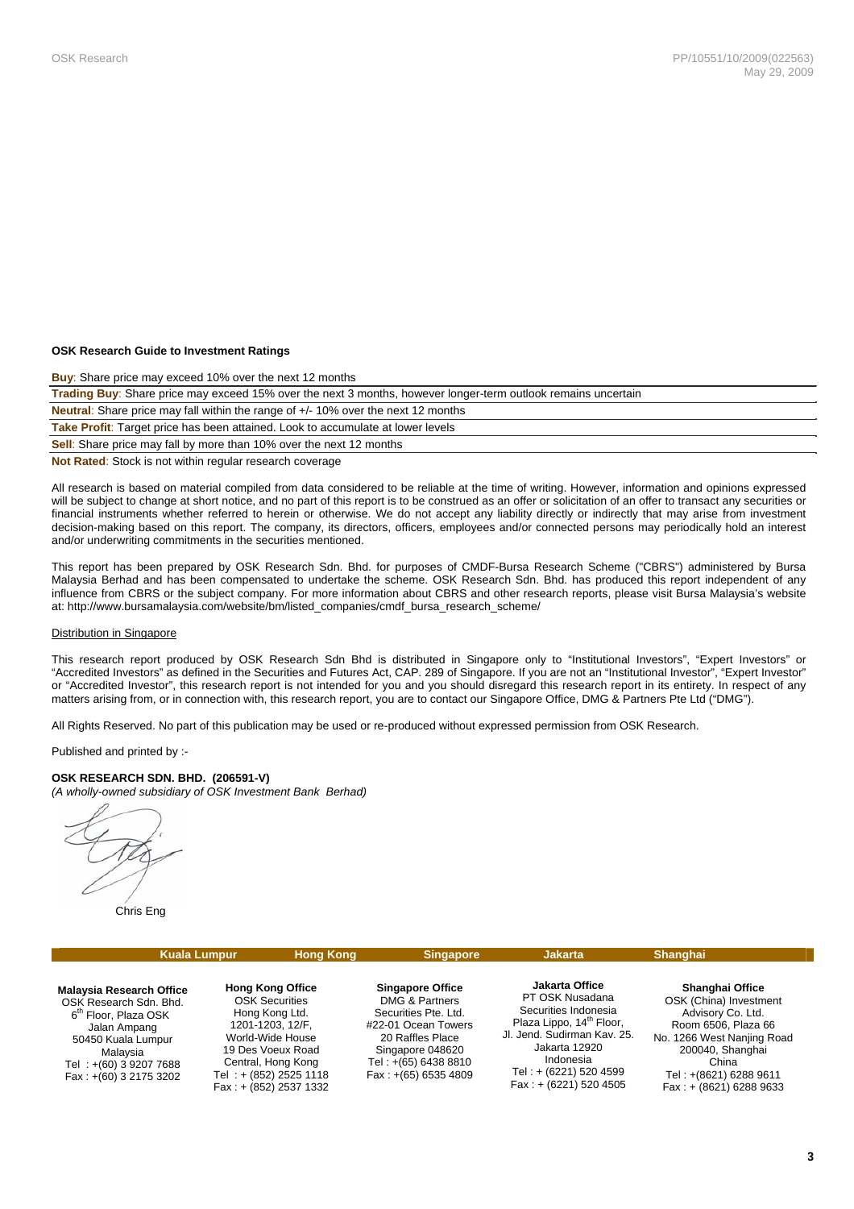### OSK Research Guide to Investment Ratings

**Buy**: Share price may exceed 10% over the next 12 months

**Trading Buy**: Share price may exceed 15% over the next 3 months, however longer-term outlook remains uncertain

**Neutral**: Share price may fall within the range of +/- 10% over the next 12 months

**Take Profit**: Target price has been attained. Look to accumulate at lower levels

**Sell**: Share price may fall by more than 10% over the next 12 months

**Not Rated**: Stock is not within regular research coverage

All research is based on material compiled from data considered to be reliable at the time of writing. However, information and opinions expressed will be subject to change at short notice, and no part of this report is to be construed as an offer or solicitation of an offer to transact any securities or financial instruments whether referred to herein or otherwise. We do not accept any liability directly or indirectly that may arise from investment decision-making based on this report. The company, its directors, officers, employees and/or connected persons may periodically hold an interest and/or underwriting commitments in the securities mentioned.

This report has been prepared by OSK Research Sdn. Bhd. for purposes of CMDF-Bursa Research Scheme ("CBRS") administered by Bursa Malaysia Berhad and has been compensated to undertake the scheme. OSK Research Sdn. Bhd. has produced this report independent of any influence from CBRS or the subject company. For more information about CBRS and other research reports, please visit Bursa Malaysia's website at: http://www.bursamalaysia.com/website/bm/listed_companies/cmdf_bursa_research_scheme/

Distribution in Singapore

This research report produced by OSK Research Sdn Bhd is distributed in Singapore only to "Institutional Investors", "Expert Investors" or "Accredited Investors" as defined in the Securities and Futures Act, CAP. 289 of Singapore. If you are not an "Institutional Investor", "Expert Investor" or "Accredited Investor", this research report is not intended for you and you should disregard this research report in its entirety. In respect of any matters arising from, or in connection with, this research report, you are to contact our Singapore Office, DMG & Partners Pte Ltd ("DMG").

All Rights Reserved. No part of this publication may be used or re-produced without expressed permission from OSK Research.

Published and printed by :-

**OSK RESEARCH SDN. BHD. (206591-V)**
*(A wholly-owned subsidiary of OSK Investment Bank Berhad)*

Chris Eng

| Kuala Lumpur | Hong Kong | Singapore | Jakarta | Shanghai |
|---|---|---|---|---|
| **Malaysia Research Office**<br>OSK Research Sdn. Bhd.<br>6th Floor, Plaza OSK<br>Jalan Ampang<br>50450 Kuala Lumpur<br>Malaysia<br>Tel : +(60) 3 9207 7688<br>Fax : +(60) 3 2175 3202 | **Hong Kong Office**<br>OSK Securities<br>Hong Kong Ltd.<br>1201-1203, 12/F,<br>World-Wide House<br>19 Des Voeux Road<br>Central, Hong Kong<br>Tel : + (852) 2525 1118<br>Fax : + (852) 2537 1332 | **Singapore Office**<br>DMG & Partners<br>Securities Pte. Ltd.<br>#22-01 Ocean Towers<br>20 Raffles Place<br>Singapore 048620<br>Tel : +(65) 6438 8810<br>Fax : +(65) 6535 4809 | **Jakarta Office**<br>PT OSK Nusadana<br>Securities Indonesia<br>Plaza Lippo, 14th Floor,<br>Jl. Jend. Sudirman Kav. 25.<br>Jakarta 12920<br>Indonesia<br>Tel : + (6221) 520 4599<br>Fax : + (6221) 520 4505 | **Shanghai Office**<br>OSK (China) Investment<br>Advisory Co. Ltd.<br>Room 6506, Plaza 66<br>No. 1266 West Nanjing Road<br>200040, Shanghai<br>China<br>Tel : +(8621) 6288 9611<br>Fax : + (8621) 6288 9633 |